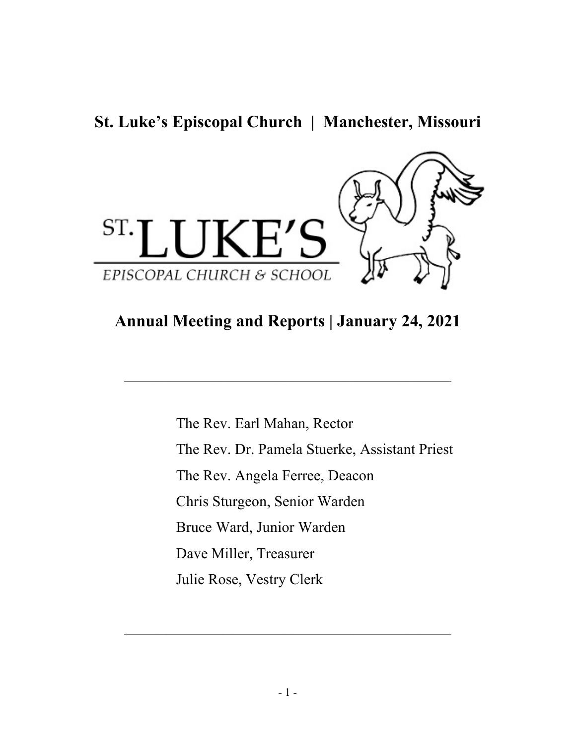# St. Luke's Episcopal Church | Manchester, Missouri

ST. LUKE'S

EPISCOPAL CHURCH & SCHOOL

## Annual Meeting and Reports | January 24, 2021

---

The Rev. Earl Mahan, Rector

The Rev. Dr. Pamela Stuerke, Assistant Priest

The Rev. Angela Ferree, Deacon

Chris Sturgeon, Senior Warden

Bruce Ward, Junior Warden

Dave Miller, Treasurer

Julie Rose, Vestry Clerk

---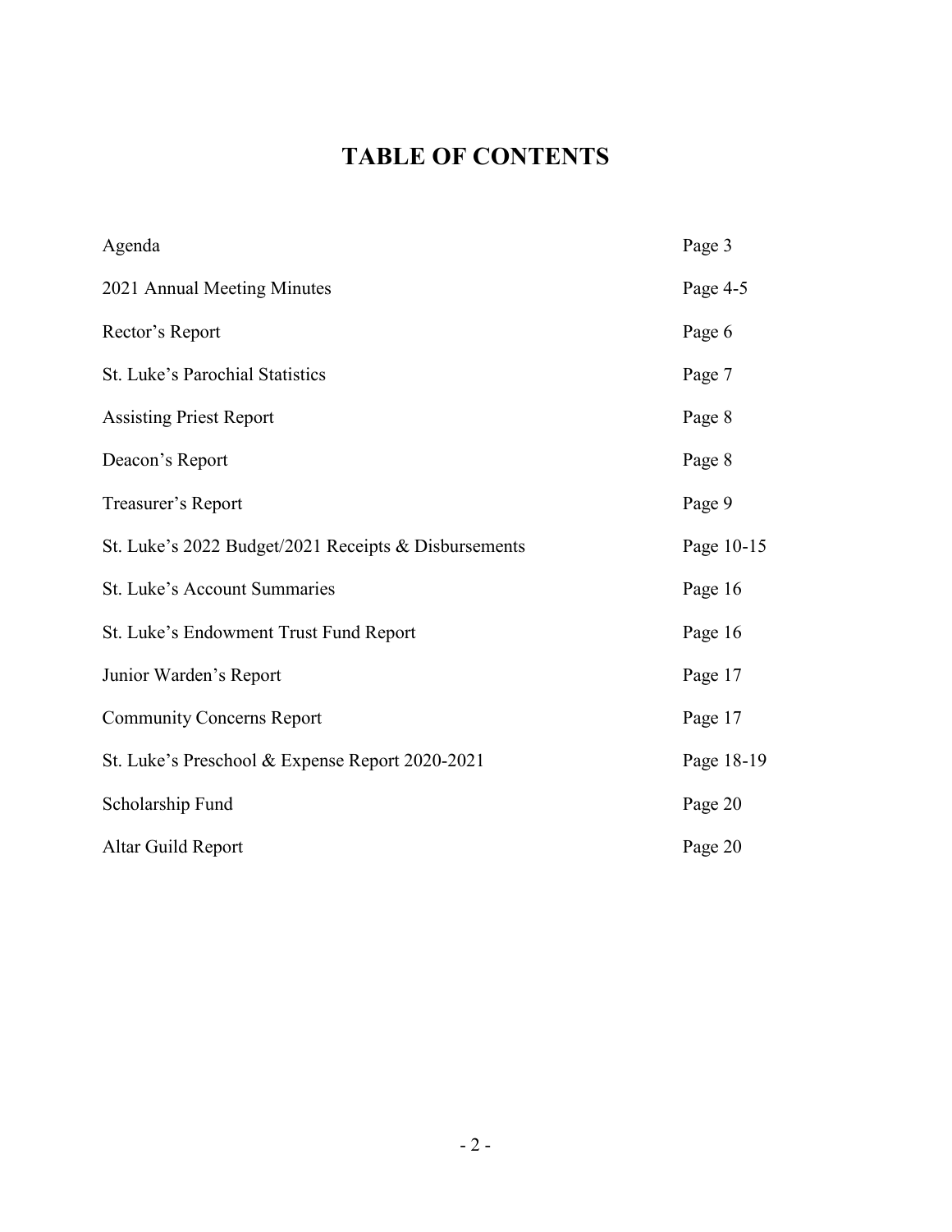# TABLE OF CONTENTS

| | |
|---|---|
| Agenda | Page 3 |
| 2021 Annual Meeting Minutes | Page 4-5 |
| Rector's Report | Page 6 |
| St. Luke's Parochial Statistics | Page 7 |
| Assisting Priest Report | Page 8 |
| Deacon's Report | Page 8 |
| Treasurer's Report | Page 9 |
| St. Luke's 2022 Budget/2021 Receipts & Disbursements | Page 10-15 |
| St. Luke's Account Summaries | Page 16 |
| St. Luke's Endowment Trust Fund Report | Page 16 |
| Junior Warden's Report | Page 17 |
| Community Concerns Report | Page 17 |
| St. Luke's Preschool & Expense Report 2020-2021 | Page 18-19 |
| Scholarship Fund | Page 20 |
| Altar Guild Report | Page 20 |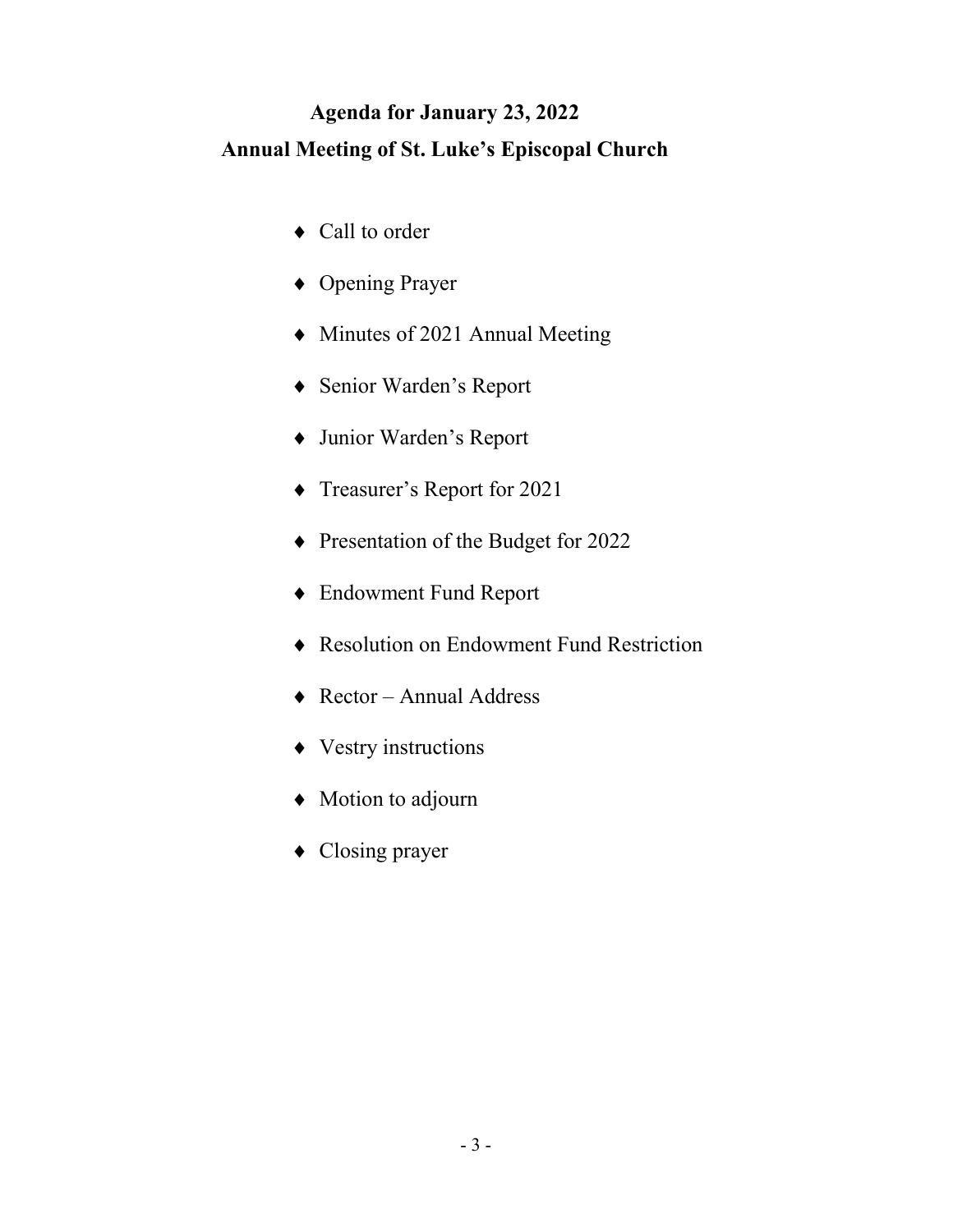# Agenda for January 23, 2022
# Annual Meeting of St. Luke's Episcopal Church

- Call to order
- Opening Prayer
- Minutes of 2021 Annual Meeting
- Senior Warden's Report
- Junior Warden's Report
- Treasurer's Report for 2021
- Presentation of the Budget for 2022
- Endowment Fund Report
- Resolution on Endowment Fund Restriction
- Rector – Annual Address
- Vestry instructions
- Motion to adjourn
- Closing prayer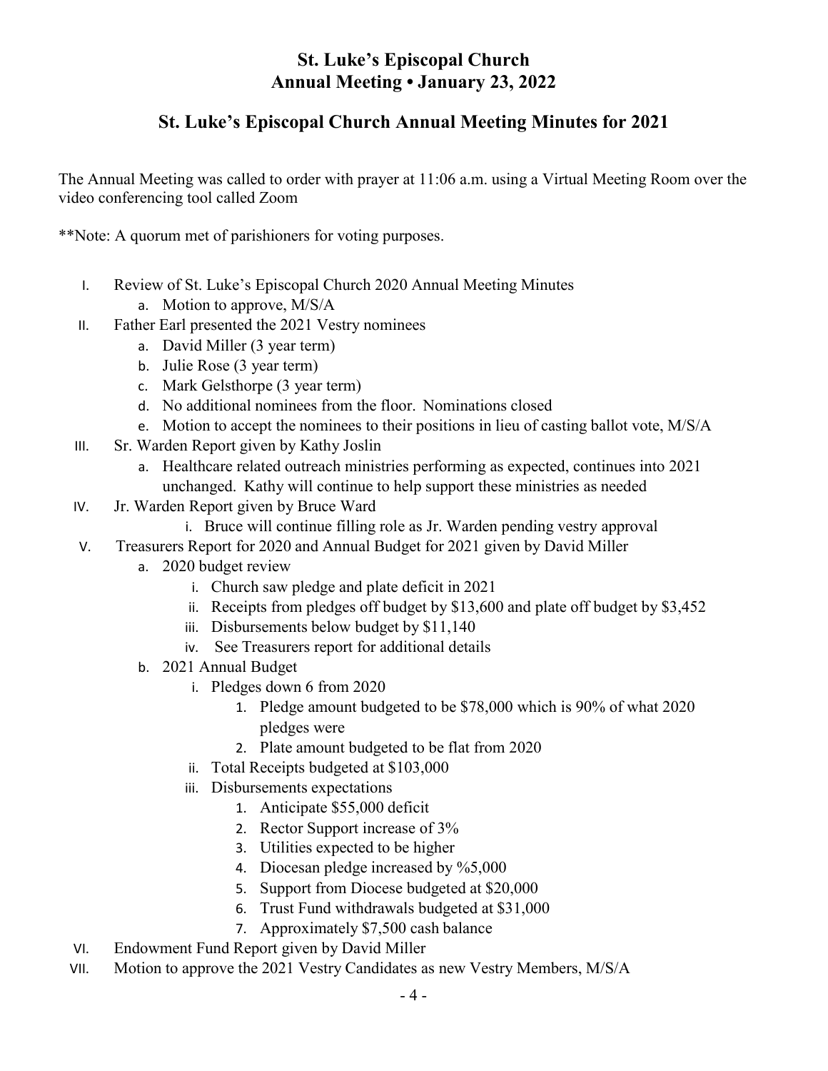# St. Luke's Episcopal Church
# Annual Meeting • January 23, 2022

## St. Luke's Episcopal Church Annual Meeting Minutes for 2021

The Annual Meeting was called to order with prayer at 11:06 a.m. using a Virtual Meeting Room over the video conferencing tool called Zoom

**Note: A quorum met of parishioners for voting purposes.

- I. Review of St. Luke's Episcopal Church 2020 Annual Meeting Minutes
    - a. Motion to approve, M/S/A
- II. Father Earl presented the 2021 Vestry nominees
    - a. David Miller (3 year term)
    - b. Julie Rose (3 year term)
    - c. Mark Gelsthorpe (3 year term)
    - d. No additional nominees from the floor. Nominations closed
    - e. Motion to accept the nominees to their positions in lieu of casting ballot vote, M/S/A
- III. Sr. Warden Report given by Kathy Joslin
    - a. Healthcare related outreach ministries performing as expected, continues into 2021 unchanged. Kathy will continue to help support these ministries as needed
- IV. Jr. Warden Report given by Bruce Ward
    - i. Bruce will continue filling role as Jr. Warden pending vestry approval
- V. Treasurers Report for 2020 and Annual Budget for 2021 given by David Miller
    - a. 2020 budget review
        - i. Church saw pledge and plate deficit in 2021
        - ii. Receipts from pledges off budget by $13,600 and plate off budget by $3,452
        - iii. Disbursements below budget by $11,140
        - iv. See Treasurers report for additional details
    - b. 2021 Annual Budget
        - i. Pledges down 6 from 2020
            1. Pledge amount budgeted to be $78,000 which is 90% of what 2020 pledges were
            2. Plate amount budgeted to be flat from 2020
        - ii. Total Receipts budgeted at $103,000
        - iii. Disbursements expectations
            1. Anticipate $55,000 deficit
            2. Rector Support increase of 3%
            3. Utilities expected to be higher
            4. Diocesan pledge increased by %5,000
            5. Support from Diocese budgeted at $20,000
            6. Trust Fund withdrawals budgeted at $31,000
            7. Approximately $7,500 cash balance
- VI. Endowment Fund Report given by David Miller
- VII. Motion to approve the 2021 Vestry Candidates as new Vestry Members, M/S/A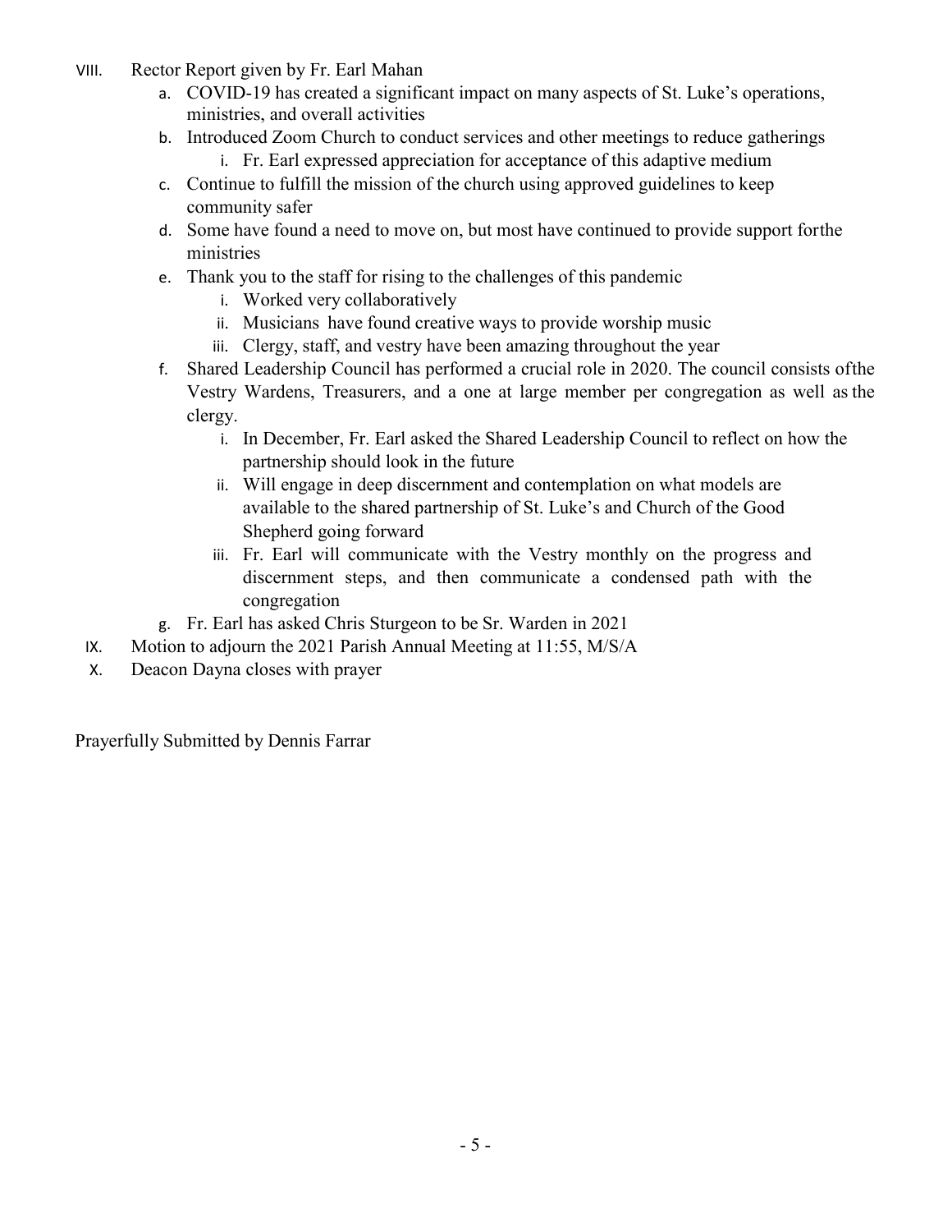VIII. Rector Report given by Fr. Earl Mahan
   a. COVID-19 has created a significant impact on many aspects of St. Luke's operations, ministries, and overall activities
   b. Introduced Zoom Church to conduct services and other meetings to reduce gatherings
      i. Fr. Earl expressed appreciation for acceptance of this adaptive medium
   c. Continue to fulfill the mission of the church using approved guidelines to keep community safer
   d. Some have found a need to move on, but most have continued to provide support forthe ministries
   e. Thank you to the staff for rising to the challenges of this pandemic
      i. Worked very collaboratively
      ii. Musicians have found creative ways to provide worship music
      iii. Clergy, staff, and vestry have been amazing throughout the year
   f. Shared Leadership Council has performed a crucial role in 2020. The council consists ofthe Vestry Wardens, Treasurers, and a one at large member per congregation as well as the clergy.
      i. In December, Fr. Earl asked the Shared Leadership Council to reflect on how the partnership should look in the future
      ii. Will engage in deep discernment and contemplation on what models are available to the shared partnership of St. Luke's and Church of the Good Shepherd going forward
      iii. Fr. Earl will communicate with the Vestry monthly on the progress and discernment steps, and then communicate a condensed path with the congregation
   g. Fr. Earl has asked Chris Sturgeon to be Sr. Warden in 2021

IX. Motion to adjourn the 2021 Parish Annual Meeting at 11:55, M/S/A

X. Deacon Dayna closes with prayer

Prayerfully Submitted by Dennis Farrar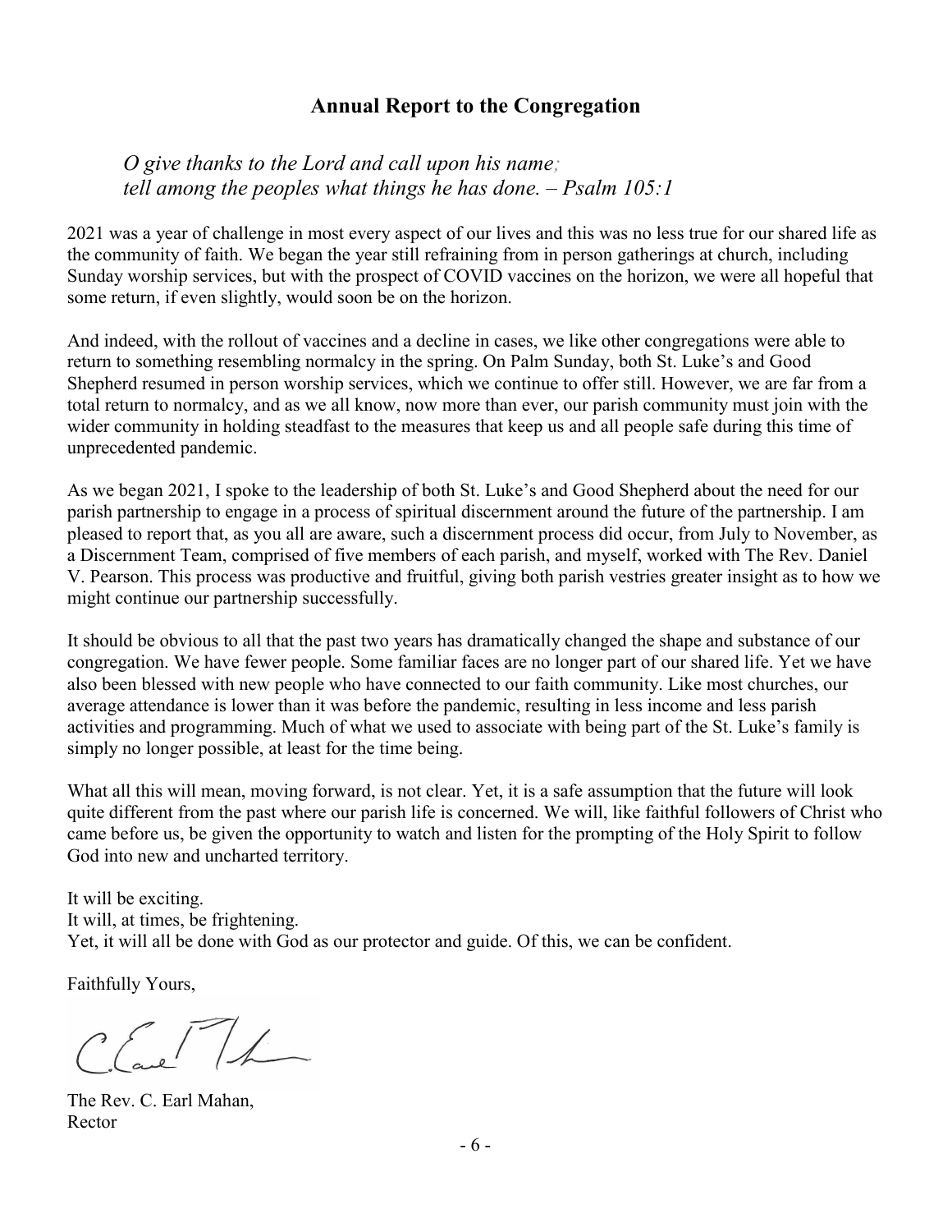## Annual Report to the Congregation

*O give thanks to the Lord and call upon his name;*
*tell among the peoples what things he has done. – Psalm 105:1*

2021 was a year of challenge in most every aspect of our lives and this was no less true for our shared life as the community of faith. We began the year still refraining from in person gatherings at church, including Sunday worship services, but with the prospect of COVID vaccines on the horizon, we were all hopeful that some return, if even slightly, would soon be on the horizon.

And indeed, with the rollout of vaccines and a decline in cases, we like other congregations were able to return to something resembling normalcy in the spring. On Palm Sunday, both St. Luke's and Good Shepherd resumed in person worship services, which we continue to offer still. However, we are far from a total return to normalcy, and as we all know, now more than ever, our parish community must join with the wider community in holding steadfast to the measures that keep us and all people safe during this time of unprecedented pandemic.

As we began 2021, I spoke to the leadership of both St. Luke's and Good Shepherd about the need for our parish partnership to engage in a process of spiritual discernment around the future of the partnership. I am pleased to report that, as you all are aware, such a discernment process did occur, from July to November, as a Discernment Team, comprised of five members of each parish, and myself, worked with The Rev. Daniel V. Pearson. This process was productive and fruitful, giving both parish vestries greater insight as to how we might continue our partnership successfully.

It should be obvious to all that the past two years has dramatically changed the shape and substance of our congregation. We have fewer people. Some familiar faces are no longer part of our shared life. Yet we have also been blessed with new people who have connected to our faith community. Like most churches, our average attendance is lower than it was before the pandemic, resulting in less income and less parish activities and programming. Much of what we used to associate with being part of the St. Luke's family is simply no longer possible, at least for the time being.

What all this will mean, moving forward, is not clear. Yet, it is a safe assumption that the future will look quite different from the past where our parish life is concerned. We will, like faithful followers of Christ who came before us, be given the opportunity to watch and listen for the prompting of the Holy Spirit to follow God into new and uncharted territory.

It will be exciting.
It will, at times, be frightening.
Yet, it will all be done with God as our protector and guide. Of this, we can be confident.

Faithfully Yours,

The Rev. C. Earl Mahan,
Rector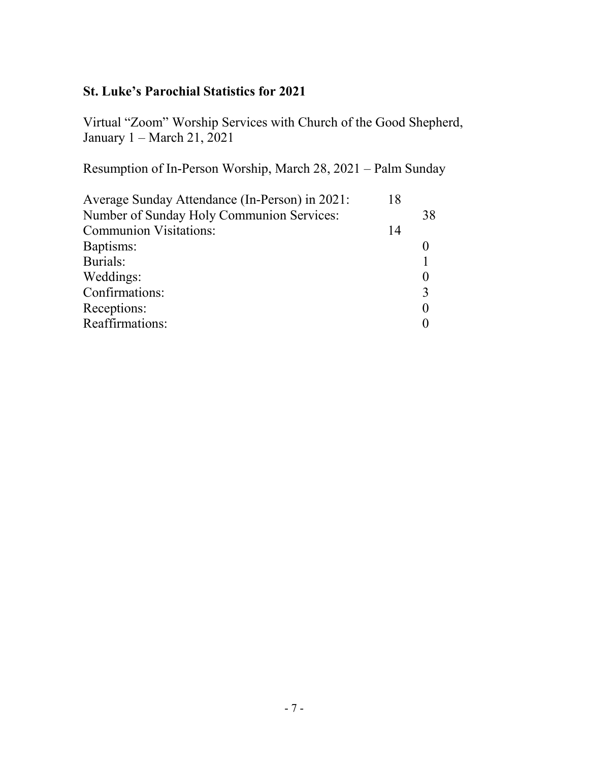## St. Luke's Parochial Statistics for 2021

Virtual "Zoom" Worship Services with Church of the Good Shepherd, January 1 – March 21, 2021

Resumption of In-Person Worship, March 28, 2021 – Palm Sunday

| | |
|---|---|
| Average Sunday Attendance (In-Person) in 2021: | 18 |
| Number of Sunday Holy Communion Services: | 38 |
| Communion Visitations: | 14 |
| Baptisms: | 0 |
| Burials: | 1 |
| Weddings: | 0 |
| Confirmations: | 3 |
| Receptions: | 0 |
| Reaffirmations: | 0 |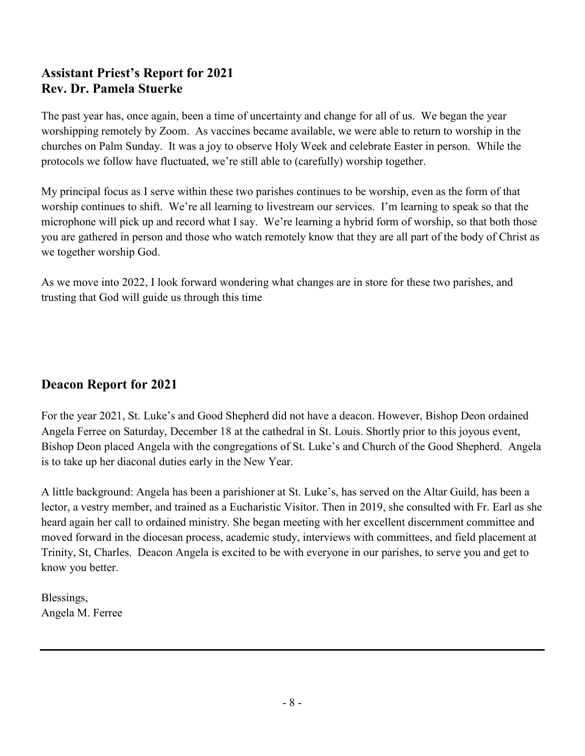## Assistant Priest's Report for 2021
## Rev. Dr. Pamela Stuerke

The past year has, once again, been a time of uncertainty and change for all of us. We began the year worshipping remotely by Zoom. As vaccines became available, we were able to return to worship in the churches on Palm Sunday. It was a joy to observe Holy Week and celebrate Easter in person. While the protocols we follow have fluctuated, we're still able to (carefully) worship together.

My principal focus as I serve within these two parishes continues to be worship, even as the form of that worship continues to shift. We're all learning to livestream our services. I'm learning to speak so that the microphone will pick up and record what I say. We're learning a hybrid form of worship, so that both those you are gathered in person and those who watch remotely know that they are all part of the body of Christ as we together worship God.

As we move into 2022, I look forward wondering what changes are in store for these two parishes, and trusting that God will guide us through this time

## Deacon Report for 2021

For the year 2021, St. Luke's and Good Shepherd did not have a deacon. However, Bishop Deon ordained Angela Ferree on Saturday, December 18 at the cathedral in St. Louis. Shortly prior to this joyous event, Bishop Deon placed Angela with the congregations of St. Luke's and Church of the Good Shepherd. Angela is to take up her diaconal duties early in the New Year.

A little background: Angela has been a parishioner at St. Luke's, has served on the Altar Guild, has been a lector, a vestry member, and trained as a Eucharistic Visitor. Then in 2019, she consulted with Fr. Earl as she heard again her call to ordained ministry. She began meeting with her excellent discernment committee and moved forward in the diocesan process, academic study, interviews with committees, and field placement at Trinity, St, Charles. Deacon Angela is excited to be with everyone in our parishes, to serve you and get to know you better.

Blessings,
Angela M. Ferree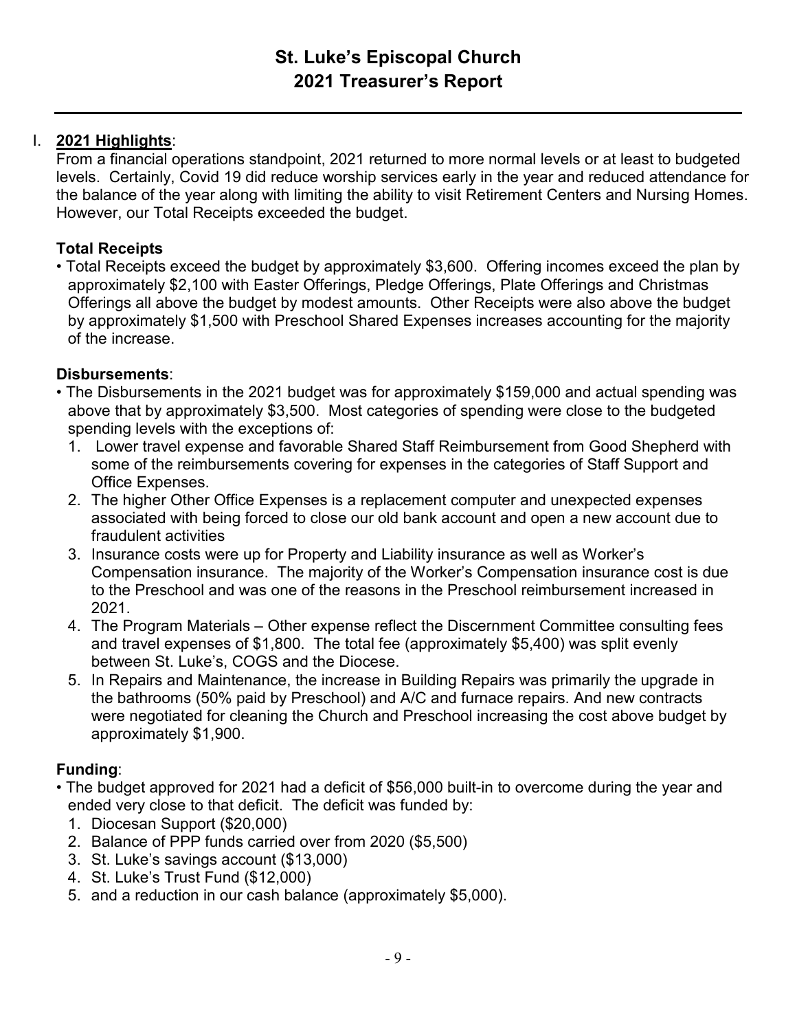# St. Luke's Episcopal Church
# 2021 Treasurer's Report

I. **2021 Highlights**:

From a financial operations standpoint, 2021 returned to more normal levels or at least to budgeted levels. Certainly, Covid 19 did reduce worship services early in the year and reduced attendance for the balance of the year along with limiting the ability to visit Retirement Centers and Nursing Homes. However, our Total Receipts exceeded the budget.

**Total Receipts**

- Total Receipts exceed the budget by approximately $3,600. Offering incomes exceed the plan by approximately $2,100 with Easter Offerings, Pledge Offerings, Plate Offerings and Christmas Offerings all above the budget by modest amounts. Other Receipts were also above the budget by approximately $1,500 with Preschool Shared Expenses increases accounting for the majority of the increase.

**Disbursements**:

- The Disbursements in the 2021 budget was for approximately $159,000 and actual spending was above that by approximately $3,500. Most categories of spending were close to the budgeted spending levels with the exceptions of:
  1. Lower travel expense and favorable Shared Staff Reimbursement from Good Shepherd with some of the reimbursements covering for expenses in the categories of Staff Support and Office Expenses.
  2. The higher Other Office Expenses is a replacement computer and unexpected expenses associated with being forced to close our old bank account and open a new account due to fraudulent activities
  3. Insurance costs were up for Property and Liability insurance as well as Worker's Compensation insurance. The majority of the Worker's Compensation insurance cost is due to the Preschool and was one of the reasons in the Preschool reimbursement increased in 2021.
  4. The Program Materials – Other expense reflect the Discernment Committee consulting fees and travel expenses of $1,800. The total fee (approximately $5,400) was split evenly between St. Luke's, COGS and the Diocese.
  5. In Repairs and Maintenance, the increase in Building Repairs was primarily the upgrade in the bathrooms (50% paid by Preschool) and A/C and furnace repairs. And new contracts were negotiated for cleaning the Church and Preschool increasing the cost above budget by approximately $1,900.

**Funding**:

- The budget approved for 2021 had a deficit of $56,000 built-in to overcome during the year and ended very close to that deficit. The deficit was funded by:
  1. Diocesan Support ($20,000)
  2. Balance of PPP funds carried over from 2020 ($5,500)
  3. St. Luke's savings account ($13,000)
  4. St. Luke's Trust Fund ($12,000)
  5. and a reduction in our cash balance (approximately $5,000).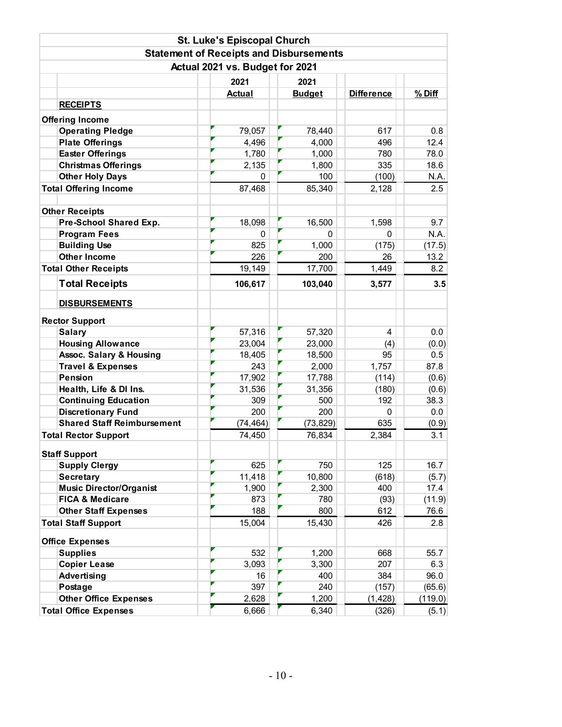## St. Luke's Episcopal Church

### Statement of Receipts and Disbursements

### Actual 2021 vs. Budget for 2021

| | 2021 Actual | 2021 Budget | Difference | % Diff |
|---|---|---|---|---|
| **RECEIPTS** | | | | |
| **Offering Income** | | | | |
| Operating Pledge | 79,057 | 78,440 | 617 | 0.8 |
| Plate Offerings | 4,496 | 4,000 | 496 | 12.4 |
| Easter Offerings | 1,780 | 1,000 | 780 | 78.0 |
| Christmas Offerings | 2,135 | 1,800 | 335 | 18.6 |
| Other Holy Days | 0 | 100 | (100) | N.A. |
| **Total Offering Income** | 87,468 | 85,340 | 2,128 | 2.5 |
| **Other Receipts** | | | | |
| Pre-School Shared Exp. | 18,098 | 16,500 | 1,598 | 9.7 |
| Program Fees | 0 | 0 | 0 | N.A. |
| Building Use | 825 | 1,000 | (175) | (17.5) |
| Other Income | 226 | 200 | 26 | 13.2 |
| **Total Other Receipts** | 19,149 | 17,700 | 1,449 | 8.2 |
| **Total Receipts** | **106,617** | **103,040** | **3,577** | **3.5** |
| **DISBURSEMENTS** | | | | |
| **Rector Support** | | | | |
| Salary | 57,316 | 57,320 | 4 | 0.0 |
| Housing Allowance | 23,004 | 23,000 | (4) | (0.0) |
| Assoc. Salary & Housing | 18,405 | 18,500 | 95 | 0.5 |
| Travel & Expenses | 243 | 2,000 | 1,757 | 87.8 |
| Pension | 17,902 | 17,788 | (114) | (0.6) |
| Health, Life & DI Ins. | 31,536 | 31,356 | (180) | (0.6) |
| Continuing Education | 309 | 500 | 192 | 38.3 |
| Discretionary Fund | 200 | 200 | 0 | 0.0 |
| Shared Staff Reimbursement | (74,464) | (73,829) | 635 | (0.9) |
| **Total Rector Support** | 74,450 | 76,834 | 2,384 | 3.1 |
| **Staff Support** | | | | |
| Supply Clergy | 625 | 750 | 125 | 16.7 |
| Secretary | 11,418 | 10,800 | (618) | (5.7) |
| Music Director/Organist | 1,900 | 2,300 | 400 | 17.4 |
| FICA & Medicare | 873 | 780 | (93) | (11.9) |
| Other Staff Expenses | 188 | 800 | 612 | 76.6 |
| **Total Staff Support** | 15,004 | 15,430 | 426 | 2.8 |
| **Office Expenses** | | | | |
| Supplies | 532 | 1,200 | 668 | 55.7 |
| Copier Lease | 3,093 | 3,300 | 207 | 6.3 |
| Advertising | 16 | 400 | 384 | 96.0 |
| Postage | 397 | 240 | (157) | (65.6) |
| Other Office Expenses | 2,628 | 1,200 | (1,428) | (119.0) |
| **Total Office Expenses** | 6,666 | 6,340 | (326) | (5.1) |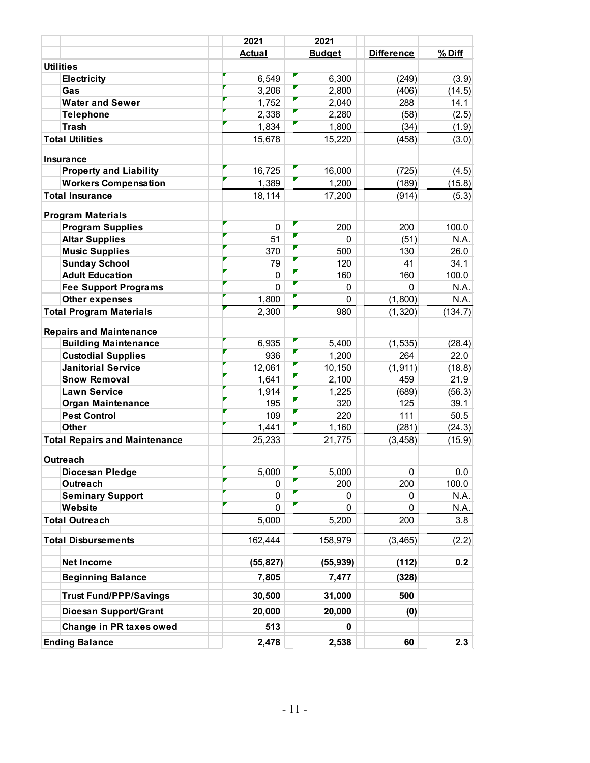| | 2021 Actual | 2021 Budget | Difference | % Diff |
|---|---|---|---|---|
| **Utilities** | | | | |
| **Electricity** | 6,549 | 6,300 | (249) | (3.9) |
| **Gas** | 3,206 | 2,800 | (406) | (14.5) |
| **Water and Sewer** | 1,752 | 2,040 | 288 | 14.1 |
| **Telephone** | 2,338 | 2,280 | (58) | (2.5) |
| **Trash** | 1,834 | 1,800 | (34) | (1.9) |
| **Total Utilities** | 15,678 | 15,220 | (458) | (3.0) |
| **Insurance** | | | | |
| **Property and Liability** | 16,725 | 16,000 | (725) | (4.5) |
| **Workers Compensation** | 1,389 | 1,200 | (189) | (15.8) |
| **Total Insurance** | 18,114 | 17,200 | (914) | (5.3) |
| **Program Materials** | | | | |
| **Program Supplies** | 0 | 200 | 200 | 100.0 |
| **Altar Supplies** | 51 | 0 | (51) | N.A. |
| **Music Supplies** | 370 | 500 | 130 | 26.0 |
| **Sunday School** | 79 | 120 | 41 | 34.1 |
| **Adult Education** | 0 | 160 | 160 | 100.0 |
| **Fee Support Programs** | 0 | 0 | 0 | N.A. |
| **Other expenses** | 1,800 | 0 | (1,800) | N.A. |
| **Total Program Materials** | 2,300 | 980 | (1,320) | (134.7) |
| **Repairs and Maintenance** | | | | |
| **Building Maintenance** | 6,935 | 5,400 | (1,535) | (28.4) |
| **Custodial Supplies** | 936 | 1,200 | 264 | 22.0 |
| **Janitorial Service** | 12,061 | 10,150 | (1,911) | (18.8) |
| **Snow Removal** | 1,641 | 2,100 | 459 | 21.9 |
| **Lawn Service** | 1,914 | 1,225 | (689) | (56.3) |
| **Organ Maintenance** | 195 | 320 | 125 | 39.1 |
| **Pest Control** | 109 | 220 | 111 | 50.5 |
| **Other** | 1,441 | 1,160 | (281) | (24.3) |
| **Total Repairs and Maintenance** | 25,233 | 21,775 | (3,458) | (15.9) |
| **Outreach** | | | | |
| **Diocesan Pledge** | 5,000 | 5,000 | 0 | 0.0 |
| **Outreach** | 0 | 200 | 200 | 100.0 |
| **Seminary Support** | 0 | 0 | 0 | N.A. |
| **Website** | 0 | 0 | 0 | N.A. |
| **Total Outreach** | 5,000 | 5,200 | 200 | 3.8 |
| **Total Disbursements** | 162,444 | 158,979 | (3,465) | (2.2) |
| **Net Income** | **(55,827)** | **(55,939)** | **(112)** | **0.2** |
| **Beginning Balance** | **7,805** | **7,477** | **(328)** | |
| **Trust Fund/PPP/Savings** | **30,500** | **31,000** | **500** | |
| **Dioesan Support/Grant** | **20,000** | **20,000** | **(0)** | |
| **Change in PR taxes owed** | **513** | **0** | | |
| **Ending Balance** | **2,478** | **2,538** | **60** | **2.3** |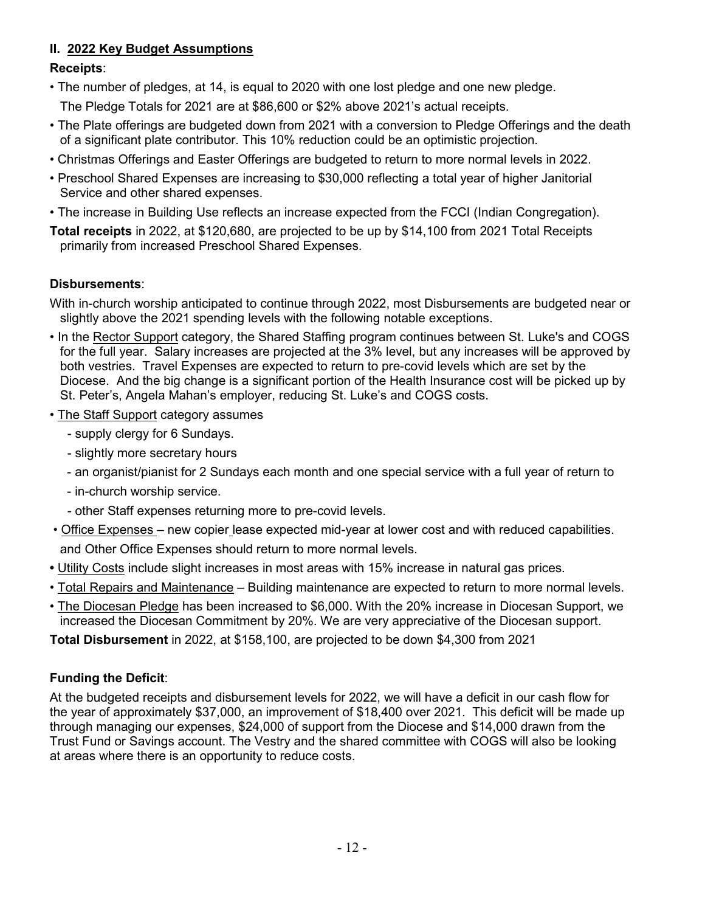## II. 2022 Key Budget Assumptions

**Receipts**:

- The number of pledges, at 14, is equal to 2020 with one lost pledge and one new pledge.

  The Pledge Totals for 2021 are at $86,600 or $2% above 2021's actual receipts.
- The Plate offerings are budgeted down from 2021 with a conversion to Pledge Offerings and the death of a significant plate contributor. This 10% reduction could be an optimistic projection.
- Christmas Offerings and Easter Offerings are budgeted to return to more normal levels in 2022.
- Preschool Shared Expenses are increasing to $30,000 reflecting a total year of higher Janitorial Service and other shared expenses.
- The increase in Building Use reflects an increase expected from the FCCI (Indian Congregation).

**Total receipts** in 2022, at $120,680, are projected to be up by $14,100 from 2021 Total Receipts primarily from increased Preschool Shared Expenses.

**Disbursements**:

With in-church worship anticipated to continue through 2022, most Disbursements are budgeted near or slightly above the 2021 spending levels with the following notable exceptions.

- In the Rector Support category, the Shared Staffing program continues between St. Luke's and COGS for the full year. Salary increases are projected at the 3% level, but any increases will be approved by both vestries. Travel Expenses are expected to return to pre-covid levels which are set by the Diocese. And the big change is a significant portion of the Health Insurance cost will be picked up by St. Peter's, Angela Mahan's employer, reducing St. Luke's and COGS costs.
- The Staff Support category assumes
  - supply clergy for 6 Sundays.
  - slightly more secretary hours
  - an organist/pianist for 2 Sundays each month and one special service with a full year of return to
  - in-church worship service.
  - other Staff expenses returning more to pre-covid levels.
- Office Expenses – new copier lease expected mid-year at lower cost and with reduced capabilities. and Other Office Expenses should return to more normal levels.
- Utility Costs include slight increases in most areas with 15% increase in natural gas prices.
- Total Repairs and Maintenance – Building maintenance are expected to return to more normal levels.
- The Diocesan Pledge has been increased to $6,000. With the 20% increase in Diocesan Support, we increased the Diocesan Commitment by 20%. We are very appreciative of the Diocesan support.

**Total Disbursement** in 2022, at $158,100, are projected to be down $4,300 from 2021

**Funding the Deficit**:

At the budgeted receipts and disbursement levels for 2022, we will have a deficit in our cash flow for the year of approximately $37,000, an improvement of $18,400 over 2021. This deficit will be made up through managing our expenses, $24,000 of support from the Diocese and $14,000 drawn from the Trust Fund or Savings account. The Vestry and the shared committee with COGS will also be looking at areas where there is an opportunity to reduce costs.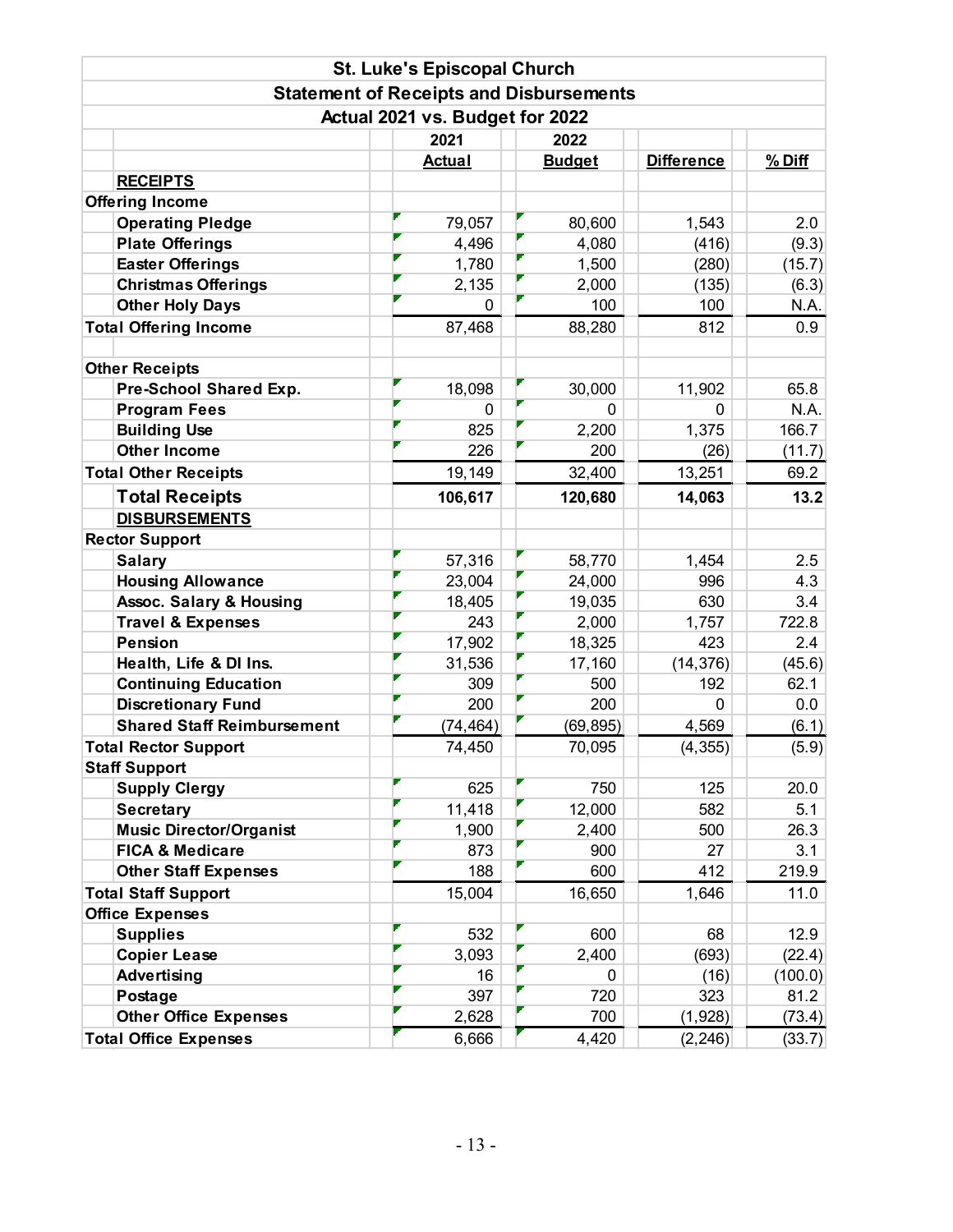## St. Luke's Episcopal Church

### Statement of Receipts and Disbursements

### Actual 2021 vs. Budget for 2022

| | 2021 Actual | 2022 Budget | Difference | % Diff |
|---|---|---|---|---|
| **RECEIPTS** | | | | |
| **Offering Income** | | | | |
| Operating Pledge | 79,057 | 80,600 | 1,543 | 2.0 |
| Plate Offerings | 4,496 | 4,080 | (416) | (9.3) |
| Easter Offerings | 1,780 | 1,500 | (280) | (15.7) |
| Christmas Offerings | 2,135 | 2,000 | (135) | (6.3) |
| Other Holy Days | 0 | 100 | 100 | N.A. |
| **Total Offering Income** | 87,468 | 88,280 | 812 | 0.9 |
| | | | | |
| **Other Receipts** | | | | |
| Pre-School Shared Exp. | 18,098 | 30,000 | 11,902 | 65.8 |
| Program Fees | 0 | 0 | 0 | N.A. |
| Building Use | 825 | 2,200 | 1,375 | 166.7 |
| Other Income | 226 | 200 | (26) | (11.7) |
| **Total Other Receipts** | 19,149 | 32,400 | 13,251 | 69.2 |
| **Total Receipts** | **106,617** | **120,680** | **14,063** | **13.2** |
| **DISBURSEMENTS** | | | | |
| **Rector Support** | | | | |
| Salary | 57,316 | 58,770 | 1,454 | 2.5 |
| Housing Allowance | 23,004 | 24,000 | 996 | 4.3 |
| Assoc. Salary & Housing | 18,405 | 19,035 | 630 | 3.4 |
| Travel & Expenses | 243 | 2,000 | 1,757 | 722.8 |
| Pension | 17,902 | 18,325 | 423 | 2.4 |
| Health, Life & DI Ins. | 31,536 | 17,160 | (14,376) | (45.6) |
| Continuing Education | 309 | 500 | 192 | 62.1 |
| Discretionary Fund | 200 | 200 | 0 | 0.0 |
| Shared Staff Reimbursement | (74,464) | (69,895) | 4,569 | (6.1) |
| **Total Rector Support** | 74,450 | 70,095 | (4,355) | (5.9) |
| **Staff Support** | | | | |
| Supply Clergy | 625 | 750 | 125 | 20.0 |
| Secretary | 11,418 | 12,000 | 582 | 5.1 |
| Music Director/Organist | 1,900 | 2,400 | 500 | 26.3 |
| FICA & Medicare | 873 | 900 | 27 | 3.1 |
| Other Staff Expenses | 188 | 600 | 412 | 219.9 |
| **Total Staff Support** | 15,004 | 16,650 | 1,646 | 11.0 |
| **Office Expenses** | | | | |
| Supplies | 532 | 600 | 68 | 12.9 |
| Copier Lease | 3,093 | 2,400 | (693) | (22.4) |
| Advertising | 16 | 0 | (16) | (100.0) |
| Postage | 397 | 720 | 323 | 81.2 |
| Other Office Expenses | 2,628 | 700 | (1,928) | (73.4) |
| **Total Office Expenses** | 6,666 | 4,420 | (2,246) | (33.7) |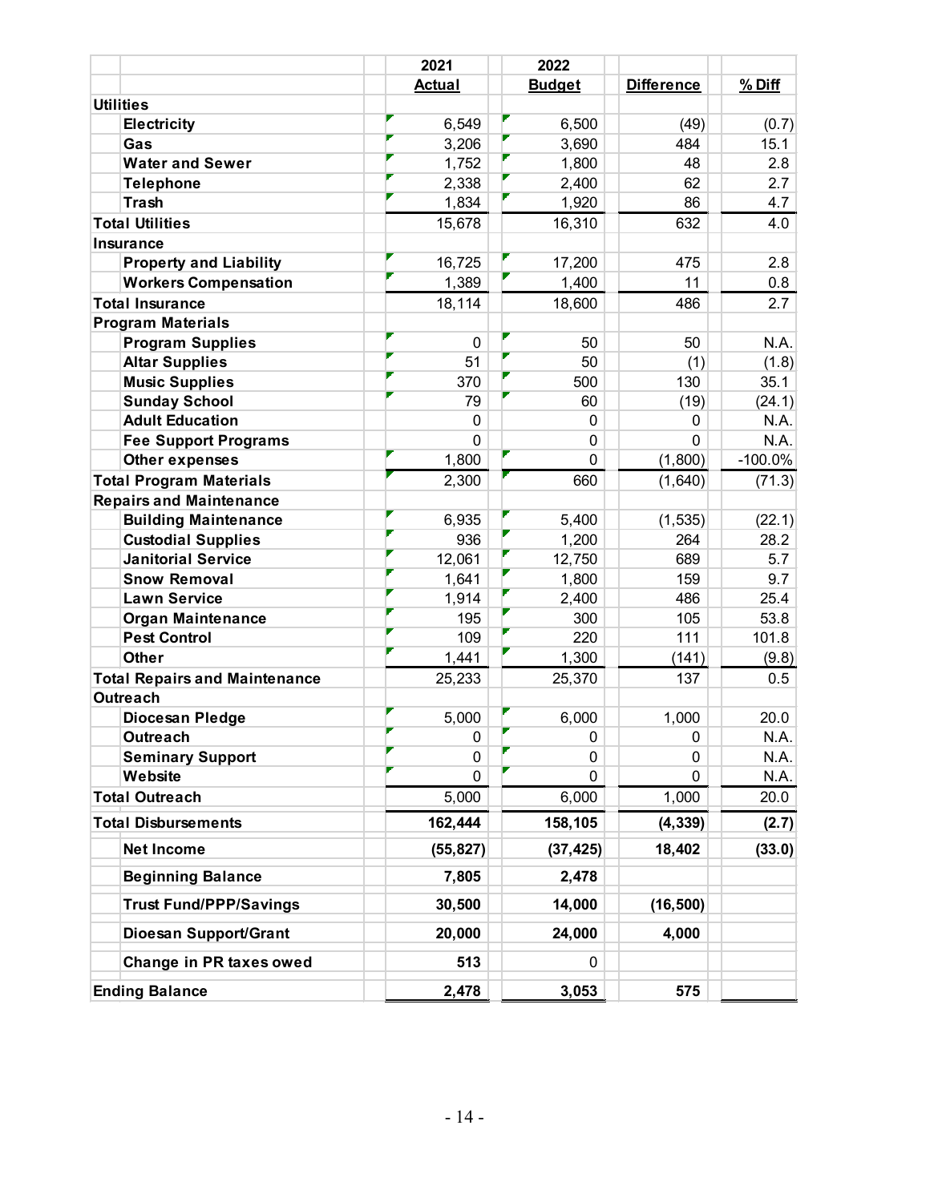| | 2021 Actual | 2022 Budget | Difference | % Diff |
|---|---|---|---|---|
| **Utilities** | | | | |
| Electricity | 6,549 | 6,500 | (49) | (0.7) |
| Gas | 3,206 | 3,690 | 484 | 15.1 |
| Water and Sewer | 1,752 | 1,800 | 48 | 2.8 |
| Telephone | 2,338 | 2,400 | 62 | 2.7 |
| Trash | 1,834 | 1,920 | 86 | 4.7 |
| **Total Utilities** | 15,678 | 16,310 | 632 | 4.0 |
| **Insurance** | | | | |
| Property and Liability | 16,725 | 17,200 | 475 | 2.8 |
| Workers Compensation | 1,389 | 1,400 | 11 | 0.8 |
| **Total Insurance** | 18,114 | 18,600 | 486 | 2.7 |
| **Program Materials** | | | | |
| Program Supplies | 0 | 50 | 50 | N.A. |
| Altar Supplies | 51 | 50 | (1) | (1.8) |
| Music Supplies | 370 | 500 | 130 | 35.1 |
| Sunday School | 79 | 60 | (19) | (24.1) |
| Adult Education | 0 | 0 | 0 | N.A. |
| Fee Support Programs | 0 | 0 | 0 | N.A. |
| Other expenses | 1,800 | 0 | (1,800) | -100.0% |
| **Total Program Materials** | 2,300 | 660 | (1,640) | (71.3) |
| **Repairs and Maintenance** | | | | |
| Building Maintenance | 6,935 | 5,400 | (1,535) | (22.1) |
| Custodial Supplies | 936 | 1,200 | 264 | 28.2 |
| Janitorial Service | 12,061 | 12,750 | 689 | 5.7 |
| Snow Removal | 1,641 | 1,800 | 159 | 9.7 |
| Lawn Service | 1,914 | 2,400 | 486 | 25.4 |
| Organ Maintenance | 195 | 300 | 105 | 53.8 |
| Pest Control | 109 | 220 | 111 | 101.8 |
| Other | 1,441 | 1,300 | (141) | (9.8) |
| **Total Repairs and Maintenance** | 25,233 | 25,370 | 137 | 0.5 |
| **Outreach** | | | | |
| Diocesan Pledge | 5,000 | 6,000 | 1,000 | 20.0 |
| Outreach | 0 | 0 | 0 | N.A. |
| Seminary Support | 0 | 0 | 0 | N.A. |
| Website | 0 | 0 | 0 | N.A. |
| **Total Outreach** | 5,000 | 6,000 | 1,000 | 20.0 |
| **Total Disbursements** | **162,444** | **158,105** | **(4,339)** | **(2.7)** |
| **Net Income** | **(55,827)** | **(37,425)** | **18,402** | **(33.0)** |
| **Beginning Balance** | **7,805** | **2,478** | | |
| **Trust Fund/PPP/Savings** | **30,500** | **14,000** | **(16,500)** | |
| **Dioesan Support/Grant** | **20,000** | **24,000** | **4,000** | |
| **Change in PR taxes owed** | **513** | 0 | | |
| **Ending Balance** | **2,478** | **3,053** | **575** | |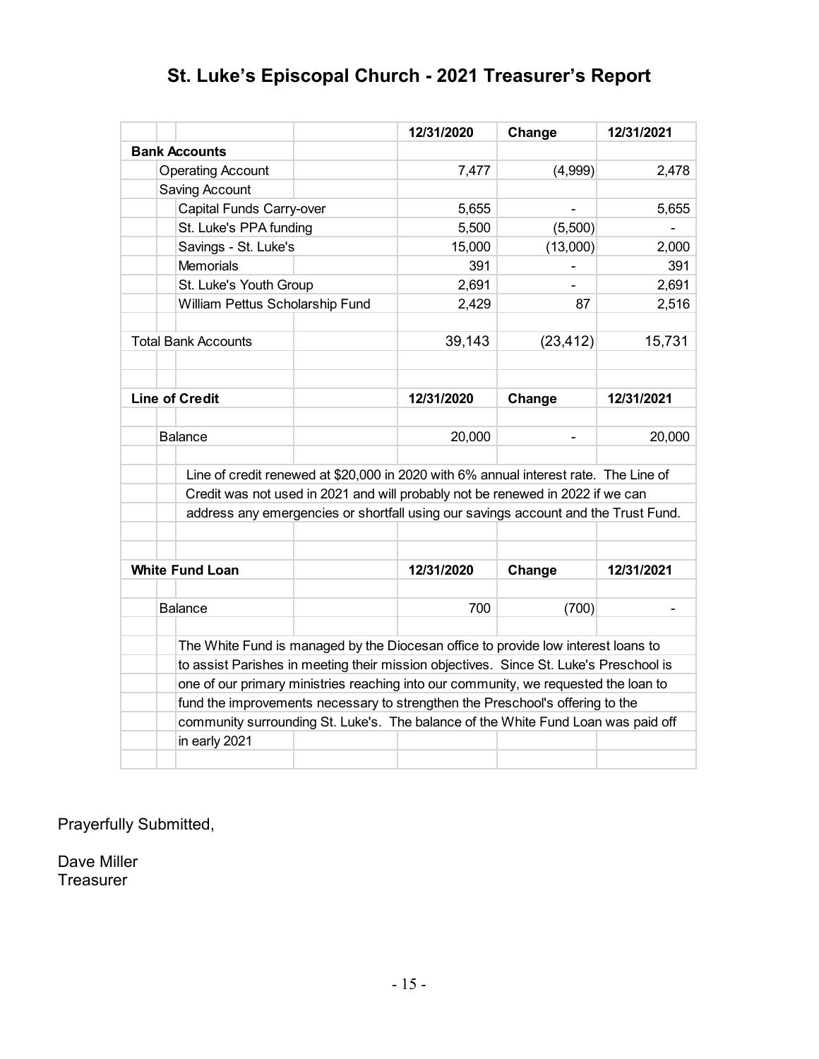# St. Luke's Episcopal Church - 2021 Treasurer's Report

| | 12/31/2020 | Change | 12/31/2021 |
|---|---|---|---|
| **Bank Accounts** | | | |
| Operating Account | 7,477 | (4,999) | 2,478 |
| Saving Account | | | |
| Capital Funds Carry-over | 5,655 | - | 5,655 |
| St. Luke's PPA funding | 5,500 | (5,500) | - |
| Savings - St. Luke's | 15,000 | (13,000) | 2,000 |
| Memorials | 391 | - | 391 |
| St. Luke's Youth Group | 2,691 | - | 2,691 |
| William Pettus Scholarship Fund | 2,429 | 87 | 2,516 |
| Total Bank Accounts | 39,143 | (23,412) | 15,731 |

| **Line of Credit** | 12/31/2020 | Change | 12/31/2021 |
|---|---|---|---|
| Balance | 20,000 | - | 20,000 |

Line of credit renewed at $20,000 in 2020 with 6% annual interest rate. The Line of Credit was not used in 2021 and will probably not be renewed in 2022 if we can address any emergencies or shortfall using our savings account and the Trust Fund.

| **White Fund Loan** | 12/31/2020 | Change | 12/31/2021 |
|---|---|---|---|
| Balance | 700 | (700) | - |

The White Fund is managed by the Diocesan office to provide low interest loans to to assist Parishes in meeting their mission objectives. Since St. Luke's Preschool is one of our primary ministries reaching into our community, we requested the loan to fund the improvements necessary to strengthen the Preschool's offering to the community surrounding St. Luke's. The balance of the White Fund Loan was paid off in early 2021

Prayerfully Submitted,

Dave Miller
Treasurer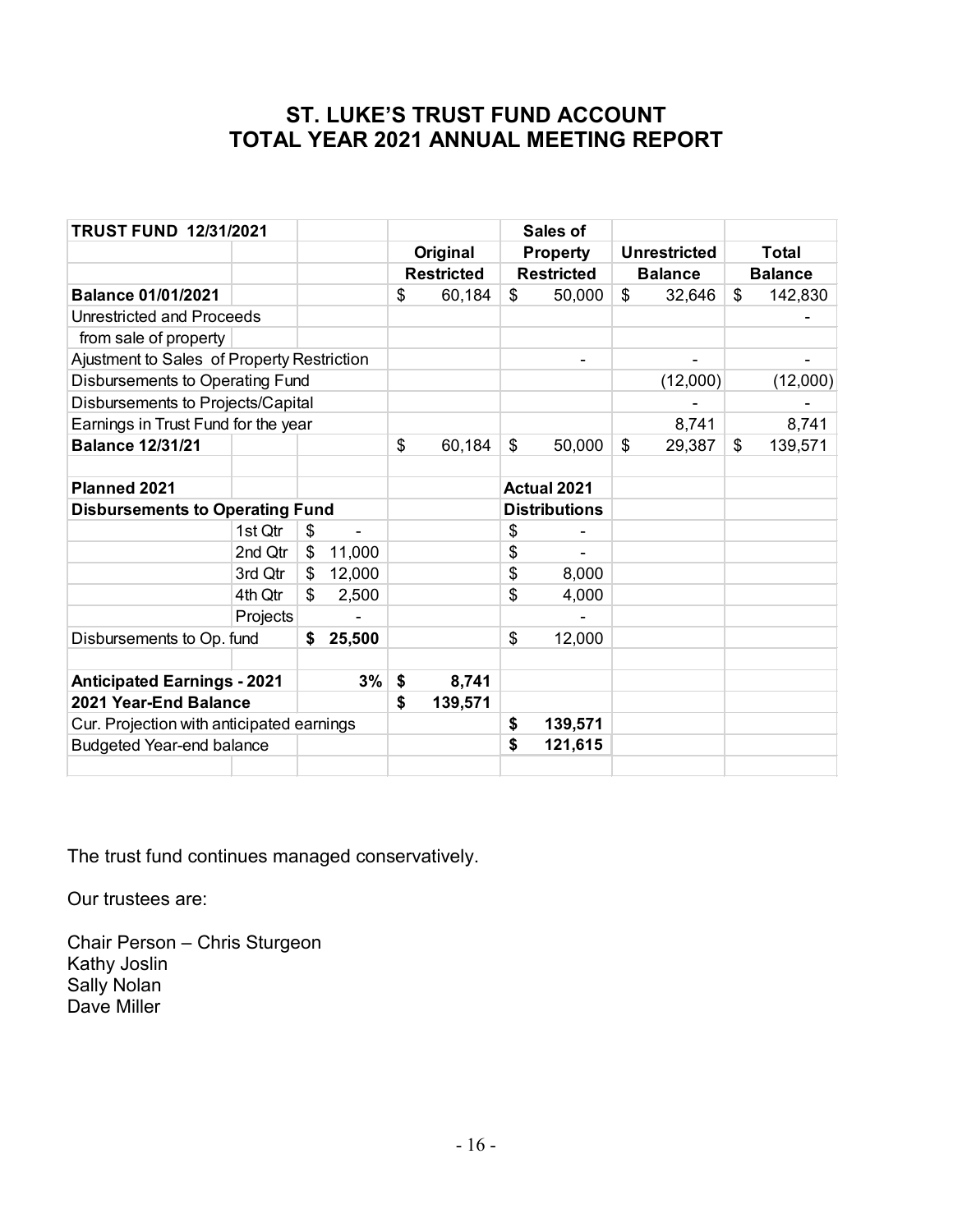# ST. LUKE'S TRUST FUND ACCOUNT
# TOTAL YEAR 2021 ANNUAL MEETING REPORT

| **TRUST FUND 12/31/2021** | | | | **Sales of** | | |
|---|---|---|---|---|---|---|
| | | | **Original** | **Property** | **Unrestricted** | **Total** |
| | | | **Restricted** | **Restricted** | **Balance** | **Balance** |
| **Balance 01/01/2021** | | | $ 60,184 | $ 50,000 | $ 32,646 | $ 142,830 |
| Unrestricted and Proceeds | | | | | | - |
| from sale of property | | | | | | |
| Ajustment to Sales of Property Restriction | | | | - | - | - |
| Disbursements to Operating Fund | | | | | (12,000) | (12,000) |
| Disbursements to Projects/Capital | | | | | - | - |
| Earnings in Trust Fund for the year | | | | | 8,741 | 8,741 |
| **Balance 12/31/21** | | | $ 60,184 | $ 50,000 | $ 29,387 | $ 139,571 |
| | | | | | | |
| **Planned 2021** | | | | **Actual 2021** | | |
| **Disbursements to Operating Fund** | | | | **Distributions** | | |
| | 1st Qtr | $ - | | $ - | | |
| | 2nd Qtr | $ 11,000 | | $ - | | |
| | 3rd Qtr | $ 12,000 | | $ 8,000 | | |
| | 4th Qtr | $ 2,500 | | $ 4,000 | | |
| | Projects | - | | - | | |
| Disbursements to Op. fund | | **$ 25,500** | | $ 12,000 | | |
| | | | | | | |
| **Anticipated Earnings - 2021** | | **3%** | **$ 8,741** | | | |
| **2021 Year-End Balance** | | | **$ 139,571** | | | |
| Cur. Projection with anticipated earnings | | | | **$ 139,571** | | |
| Budgeted Year-end balance | | | | **$ 121,615** | | |

The trust fund continues managed conservatively.

Our trustees are:

Chair Person – Chris Sturgeon
Kathy Joslin
Sally Nolan
Dave Miller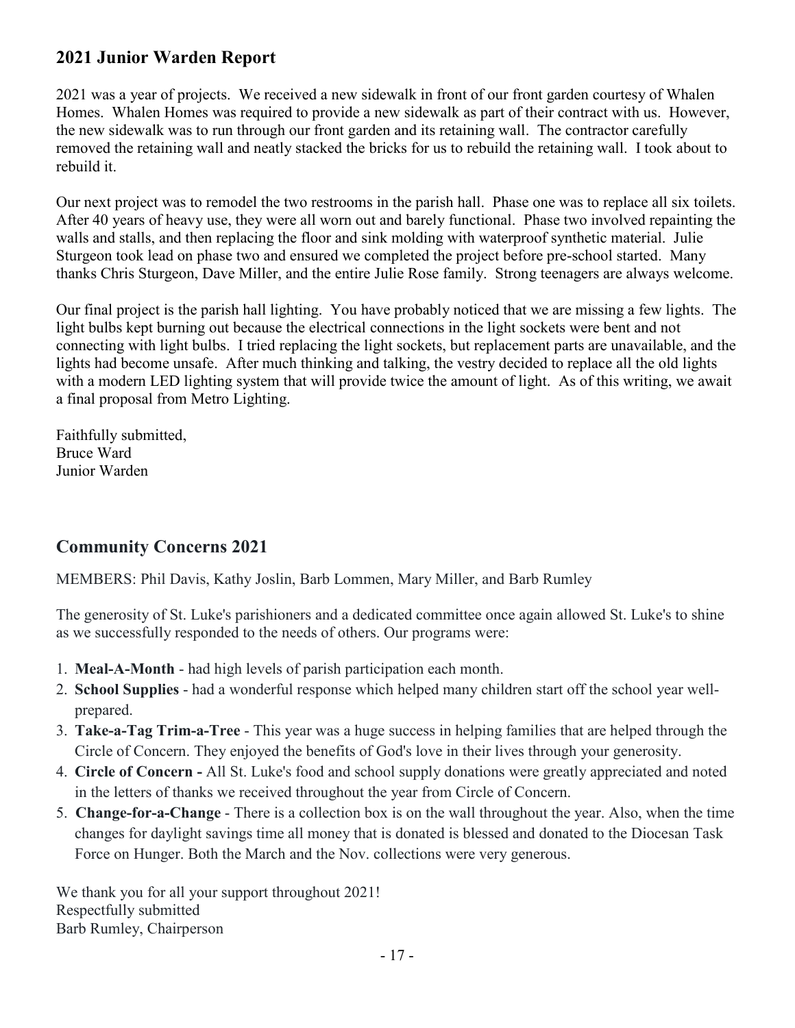## 2021 Junior Warden Report

2021 was a year of projects. We received a new sidewalk in front of our front garden courtesy of Whalen Homes. Whalen Homes was required to provide a new sidewalk as part of their contract with us. However, the new sidewalk was to run through our front garden and its retaining wall. The contractor carefully removed the retaining wall and neatly stacked the bricks for us to rebuild the retaining wall. I took about to rebuild it.

Our next project was to remodel the two restrooms in the parish hall. Phase one was to replace all six toilets. After 40 years of heavy use, they were all worn out and barely functional. Phase two involved repainting the walls and stalls, and then replacing the floor and sink molding with waterproof synthetic material. Julie Sturgeon took lead on phase two and ensured we completed the project before pre-school started. Many thanks Chris Sturgeon, Dave Miller, and the entire Julie Rose family. Strong teenagers are always welcome.

Our final project is the parish hall lighting. You have probably noticed that we are missing a few lights. The light bulbs kept burning out because the electrical connections in the light sockets were bent and not connecting with light bulbs. I tried replacing the light sockets, but replacement parts are unavailable, and the lights had become unsafe. After much thinking and talking, the vestry decided to replace all the old lights with a modern LED lighting system that will provide twice the amount of light. As of this writing, we await a final proposal from Metro Lighting.

Faithfully submitted,
Bruce Ward
Junior Warden

## Community Concerns 2021

MEMBERS: Phil Davis, Kathy Joslin, Barb Lommen, Mary Miller, and Barb Rumley

The generosity of St. Luke's parishioners and a dedicated committee once again allowed St. Luke's to shine as we successfully responded to the needs of others. Our programs were:

1. **Meal-A-Month** - had high levels of parish participation each month.
2. **School Supplies** - had a wonderful response which helped many children start off the school year well-prepared.
3. **Take-a-Tag Trim-a-Tree** - This year was a huge success in helping families that are helped through the Circle of Concern. They enjoyed the benefits of God's love in their lives through your generosity.
4. **Circle of Concern -** All St. Luke's food and school supply donations were greatly appreciated and noted in the letters of thanks we received throughout the year from Circle of Concern.
5. **Change-for-a-Change** - There is a collection box is on the wall throughout the year. Also, when the time changes for daylight savings time all money that is donated is blessed and donated to the Diocesan Task Force on Hunger. Both the March and the Nov. collections were very generous.

We thank you for all your support throughout 2021!
Respectfully submitted
Barb Rumley, Chairperson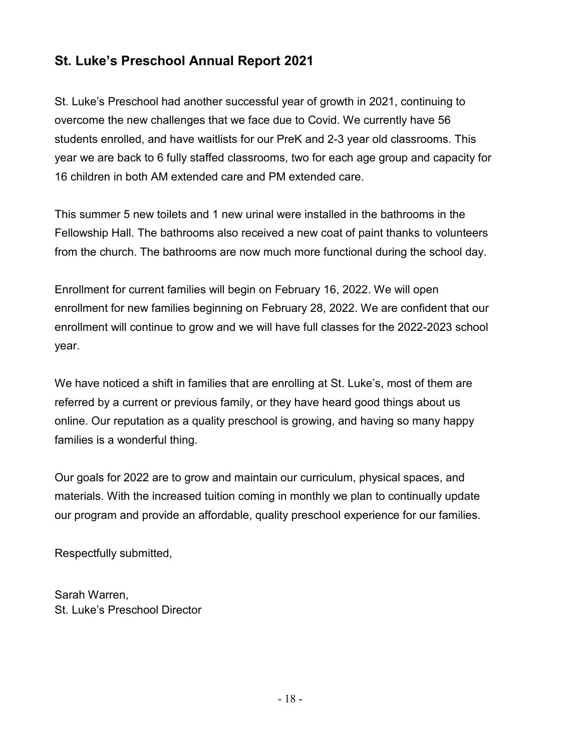## St. Luke's Preschool Annual Report 2021

St. Luke's Preschool had another successful year of growth in 2021, continuing to overcome the new challenges that we face due to Covid. We currently have 56 students enrolled, and have waitlists for our PreK and 2-3 year old classrooms. This year we are back to 6 fully staffed classrooms, two for each age group and capacity for 16 children in both AM extended care and PM extended care.

This summer 5 new toilets and 1 new urinal were installed in the bathrooms in the Fellowship Hall. The bathrooms also received a new coat of paint thanks to volunteers from the church. The bathrooms are now much more functional during the school day.

Enrollment for current families will begin on February 16, 2022. We will open enrollment for new families beginning on February 28, 2022. We are confident that our enrollment will continue to grow and we will have full classes for the 2022-2023 school year.

We have noticed a shift in families that are enrolling at St. Luke's, most of them are referred by a current or previous family, or they have heard good things about us online. Our reputation as a quality preschool is growing, and having so many happy families is a wonderful thing.

Our goals for 2022 are to grow and maintain our curriculum, physical spaces, and materials. With the increased tuition coming in monthly we plan to continually update our program and provide an affordable, quality preschool experience for our families.

Respectfully submitted,

Sarah Warren,
St. Luke's Preschool Director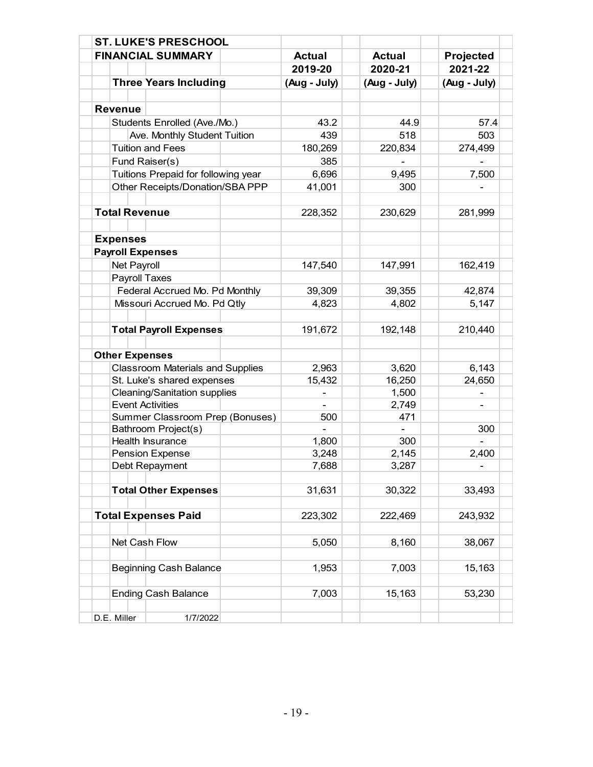| ST. LUKE'S PRESCHOOL FINANCIAL SUMMARY Three Years Including | Actual 2019-20 (Aug - July) | Actual 2020-21 (Aug - July) | Projected 2021-22 (Aug - July) |
|---|---|---|---|
| **Revenue** | | | |
| Students Enrolled (Ave./Mo.) | 43.2 | 44.9 | 57.4 |
| Ave. Monthly Student Tuition | 439 | 518 | 503 |
| Tuition and Fees | 180,269 | 220,834 | 274,499 |
| Fund Raiser(s) | 385 | - | - |
| Tuitions Prepaid for following year | 6,696 | 9,495 | 7,500 |
| Other Receipts/Donation/SBA PPP | 41,001 | 300 | - |
| **Total Revenue** | 228,352 | 230,629 | 281,999 |
| **Expenses** | | | |
| **Payroll Expenses** | | | |
| Net Payroll | 147,540 | 147,991 | 162,419 |
| Payroll Taxes | | | |
| Federal Accrued Mo. Pd Monthly | 39,309 | 39,355 | 42,874 |
| Missouri Accrued Mo. Pd Qtly | 4,823 | 4,802 | 5,147 |
| **Total Payroll Expenses** | 191,672 | 192,148 | 210,440 |
| **Other Expenses** | | | |
| Classroom Materials and Supplies | 2,963 | 3,620 | 6,143 |
| St. Luke's shared expenses | 15,432 | 16,250 | 24,650 |
| Cleaning/Sanitation supplies | - | 1,500 | - |
| Event Activities | - | 2,749 | - |
| Summer Classroom Prep (Bonuses) | 500 | 471 | |
| Bathroom Project(s) | - | - | 300 |
| Health Insurance | 1,800 | 300 | - |
| Pension Expense | 3,248 | 2,145 | 2,400 |
| Debt Repayment | 7,688 | 3,287 | - |
| **Total Other Expenses** | 31,631 | 30,322 | 33,493 |
| **Total Expenses Paid** | 223,302 | 222,469 | 243,932 |
| Net Cash Flow | 5,050 | 8,160 | 38,067 |
| Beginning Cash Balance | 1,953 | 7,003 | 15,163 |
| Ending Cash Balance | 7,003 | 15,163 | 53,230 |
| D.E. Miller 1/7/2022 | | | |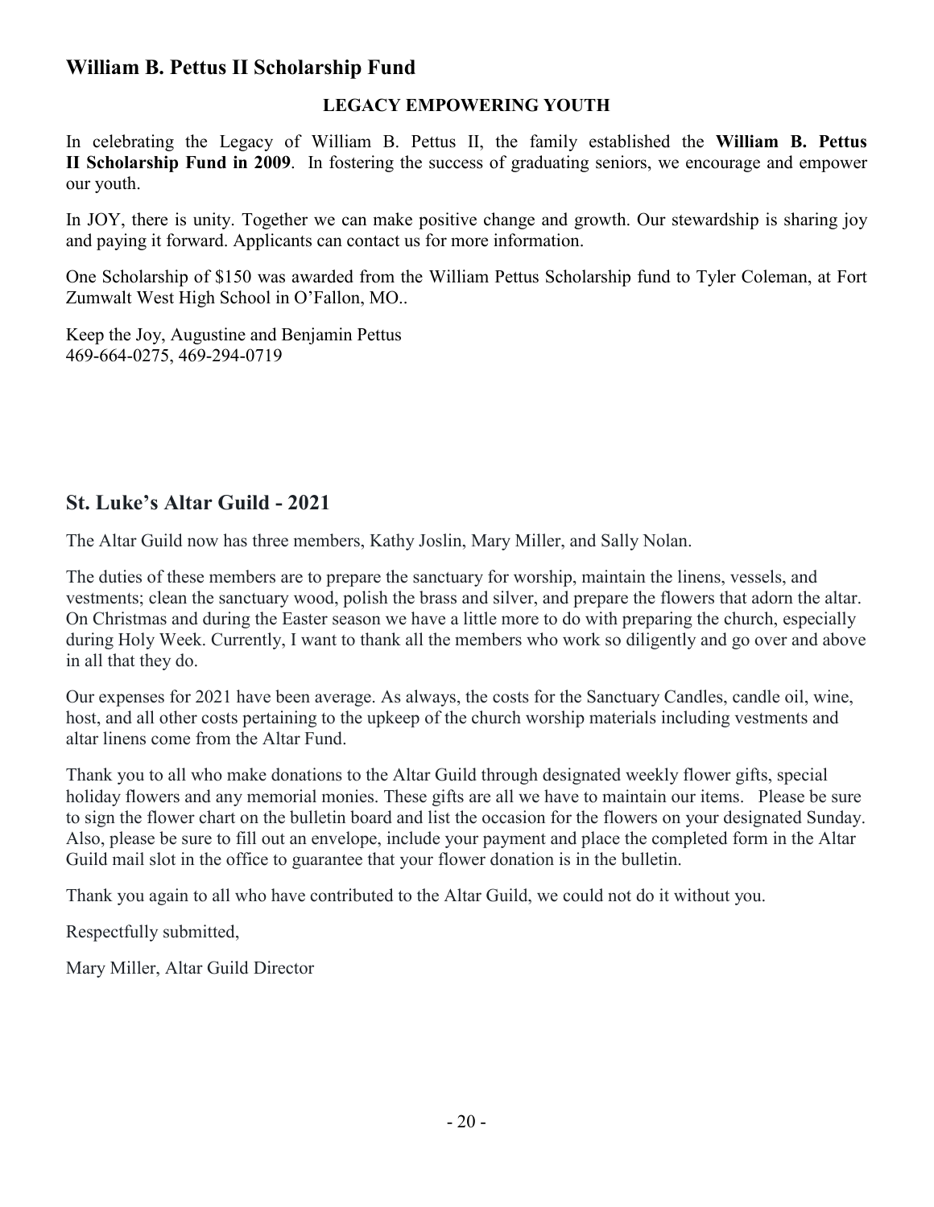## William B. Pettus II Scholarship Fund

**LEGACY EMPOWERING YOUTH**

In celebrating the Legacy of William B. Pettus II, the family established the **William B. Pettus II Scholarship Fund in 2009**. In fostering the success of graduating seniors, we encourage and empower our youth.

In JOY, there is unity. Together we can make positive change and growth. Our stewardship is sharing joy and paying it forward. Applicants can contact us for more information.

One Scholarship of $150 was awarded from the William Pettus Scholarship fund to Tyler Coleman, at Fort Zumwalt West High School in O'Fallon, MO..

Keep the Joy, Augustine and Benjamin Pettus
469-664-0275, 469-294-0719

## St. Luke's Altar Guild - 2021

The Altar Guild now has three members, Kathy Joslin, Mary Miller, and Sally Nolan.

The duties of these members are to prepare the sanctuary for worship, maintain the linens, vessels, and vestments; clean the sanctuary wood, polish the brass and silver, and prepare the flowers that adorn the altar. On Christmas and during the Easter season we have a little more to do with preparing the church, especially during Holy Week. Currently, I want to thank all the members who work so diligently and go over and above in all that they do.

Our expenses for 2021 have been average. As always, the costs for the Sanctuary Candles, candle oil, wine, host, and all other costs pertaining to the upkeep of the church worship materials including vestments and altar linens come from the Altar Fund.

Thank you to all who make donations to the Altar Guild through designated weekly flower gifts, special holiday flowers and any memorial monies. These gifts are all we have to maintain our items. Please be sure to sign the flower chart on the bulletin board and list the occasion for the flowers on your designated Sunday. Also, please be sure to fill out an envelope, include your payment and place the completed form in the Altar Guild mail slot in the office to guarantee that your flower donation is in the bulletin.

Thank you again to all who have contributed to the Altar Guild, we could not do it without you.

Respectfully submitted,

Mary Miller, Altar Guild Director